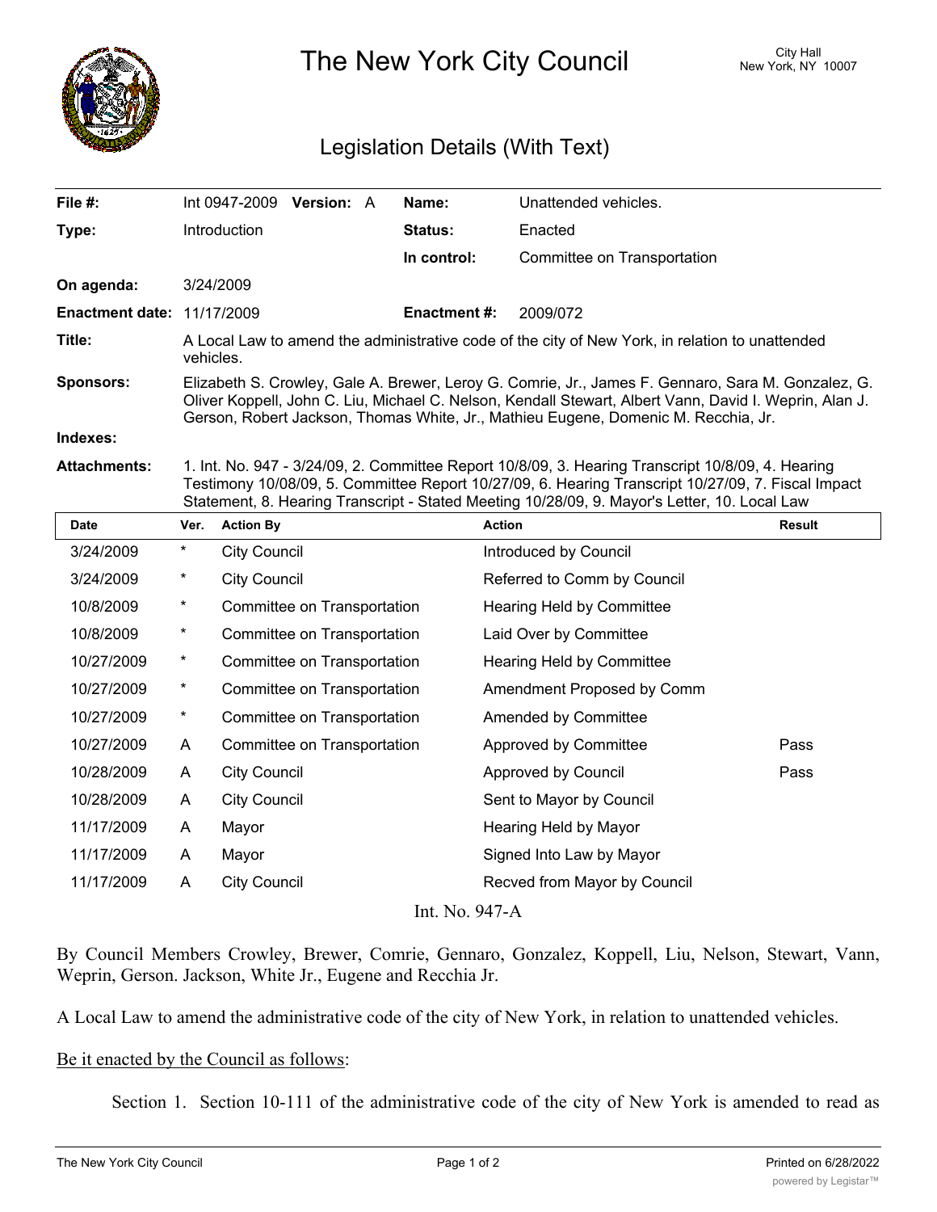# The New York City Council

City Hall
New York, NY 10007

## Legislation Details (With Text)

| | | | |
|---|---|---|---|
| **File #:** | Int 0947-2009 **Version:** A | **Name:** | Unattended vehicles. |
| **Type:** | Introduction | **Status:** | Enacted |
| | | **In control:** | Committee on Transportation |
| **On agenda:** | 3/24/2009 | | |
| **Enactment date:** | 11/17/2009 | **Enactment #:** | 2009/072 |

**Title:** A Local Law to amend the administrative code of the city of New York, in relation to unattended vehicles.

**Sponsors:** Elizabeth S. Crowley, Gale A. Brewer, Leroy G. Comrie, Jr., James F. Gennaro, Sara M. Gonzalez, G. Oliver Koppell, John C. Liu, Michael C. Nelson, Kendall Stewart, Albert Vann, David I. Weprin, Alan J. Gerson, Robert Jackson, Thomas White, Jr., Mathieu Eugene, Domenic M. Recchia, Jr.

**Indexes:**

**Attachments:** 1. Int. No. 947 - 3/24/09, 2. Committee Report 10/8/09, 3. Hearing Transcript 10/8/09, 4. Hearing Testimony 10/08/09, 5. Committee Report 10/27/09, 6. Hearing Transcript 10/27/09, 7. Fiscal Impact Statement, 8. Hearing Transcript - Stated Meeting 10/28/09, 9. Mayor's Letter, 10. Local Law

| Date | Ver. | Action By | Action | Result |
|---|---|---|---|---|
| 3/24/2009 | * | City Council | Introduced by Council | |
| 3/24/2009 | * | City Council | Referred to Comm by Council | |
| 10/8/2009 | * | Committee on Transportation | Hearing Held by Committee | |
| 10/8/2009 | * | Committee on Transportation | Laid Over by Committee | |
| 10/27/2009 | * | Committee on Transportation | Hearing Held by Committee | |
| 10/27/2009 | * | Committee on Transportation | Amendment Proposed by Comm | |
| 10/27/2009 | * | Committee on Transportation | Amended by Committee | |
| 10/27/2009 | A | Committee on Transportation | Approved by Committee | Pass |
| 10/28/2009 | A | City Council | Approved by Council | Pass |
| 10/28/2009 | A | City Council | Sent to Mayor by Council | |
| 11/17/2009 | A | Mayor | Hearing Held by Mayor | |
| 11/17/2009 | A | Mayor | Signed Into Law by Mayor | |
| 11/17/2009 | A | City Council | Recved from Mayor by Council | |

Int. No. 947-A

By Council Members Crowley, Brewer, Comrie, Gennaro, Gonzalez, Koppell, Liu, Nelson, Stewart, Vann, Weprin, Gerson. Jackson, White Jr., Eugene and Recchia Jr.

A Local Law to amend the administrative code of the city of New York, in relation to unattended vehicles.

Be it enacted by the Council as follows:

Section 1. Section 10-111 of the administrative code of the city of New York is amended to read as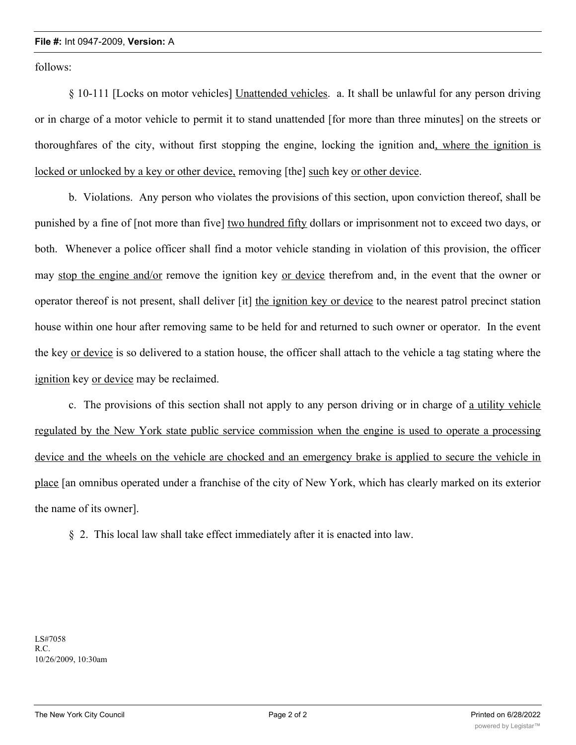follows:

§ 10-111 [Locks on motor vehicles] Unattended vehicles. a. It shall be unlawful for any person driving or in charge of a motor vehicle to permit it to stand unattended [for more than three minutes] on the streets or thoroughfares of the city, without first stopping the engine, locking the ignition and, where the ignition is locked or unlocked by a key or other device, removing [the] such key or other device.

b. Violations. Any person who violates the provisions of this section, upon conviction thereof, shall be punished by a fine of [not more than five] two hundred fifty dollars or imprisonment not to exceed two days, or both. Whenever a police officer shall find a motor vehicle standing in violation of this provision, the officer may stop the engine and/or remove the ignition key or device therefrom and, in the event that the owner or operator thereof is not present, shall deliver [it] the ignition key or device to the nearest patrol precinct station house within one hour after removing same to be held for and returned to such owner or operator. In the event the key or device is so delivered to a station house, the officer shall attach to the vehicle a tag stating where the ignition key or device may be reclaimed.

c. The provisions of this section shall not apply to any person driving or in charge of a utility vehicle regulated by the New York state public service commission when the engine is used to operate a processing device and the wheels on the vehicle are chocked and an emergency brake is applied to secure the vehicle in place [an omnibus operated under a franchise of the city of New York, which has clearly marked on its exterior the name of its owner].

§ 2. This local law shall take effect immediately after it is enacted into law.

LS#7058
R.C.
10/26/2009, 10:30am